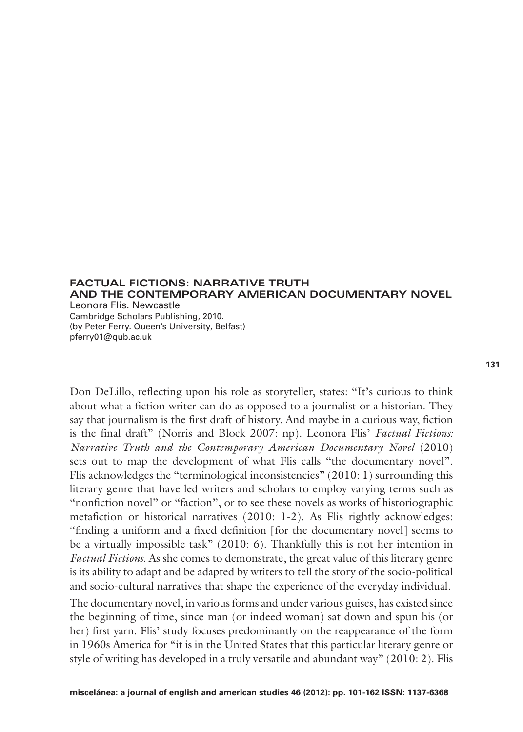## FACTUAL FICTIONS: NARRATIVE TRUTH AND THE CONTEMPORARY AMERICAN DOCUMENTARY NOVEL

Leonora Flis. Newcastle
Cambridge Scholars Publishing, 2010.
(by Peter Ferry. Queen's University, Belfast)
pferry01@qub.ac.uk

---

Don DeLillo, reflecting upon his role as storyteller, states: "It's curious to think about what a fiction writer can do as opposed to a journalist or a historian. They say that journalism is the first draft of history. And maybe in a curious way, fiction is the final draft" (Norris and Block 2007: np). Leonora Flis' *Factual Fictions: Narrative Truth and the Contemporary American Documentary Novel* (2010) sets out to map the development of what Flis calls "the documentary novel". Flis acknowledges the "terminological inconsistencies" (2010: 1) surrounding this literary genre that have led writers and scholars to employ varying terms such as "nonfiction novel" or "faction", or to see these novels as works of historiographic metafiction or historical narratives (2010: 1-2). As Flis rightly acknowledges: "finding a uniform and a fixed definition [for the documentary novel] seems to be a virtually impossible task" (2010: 6). Thankfully this is not her intention in *Factual Fictions*. As she comes to demonstrate, the great value of this literary genre is its ability to adapt and be adapted by writers to tell the story of the socio-political and socio-cultural narratives that shape the experience of the everyday individual.

The documentary novel, in various forms and under various guises, has existed since the beginning of time, since man (or indeed woman) sat down and spun his (or her) first yarn. Flis' study focuses predominantly on the reappearance of the form in 1960s America for "it is in the United States that this particular literary genre or style of writing has developed in a truly versatile and abundant way" (2010: 2). Flis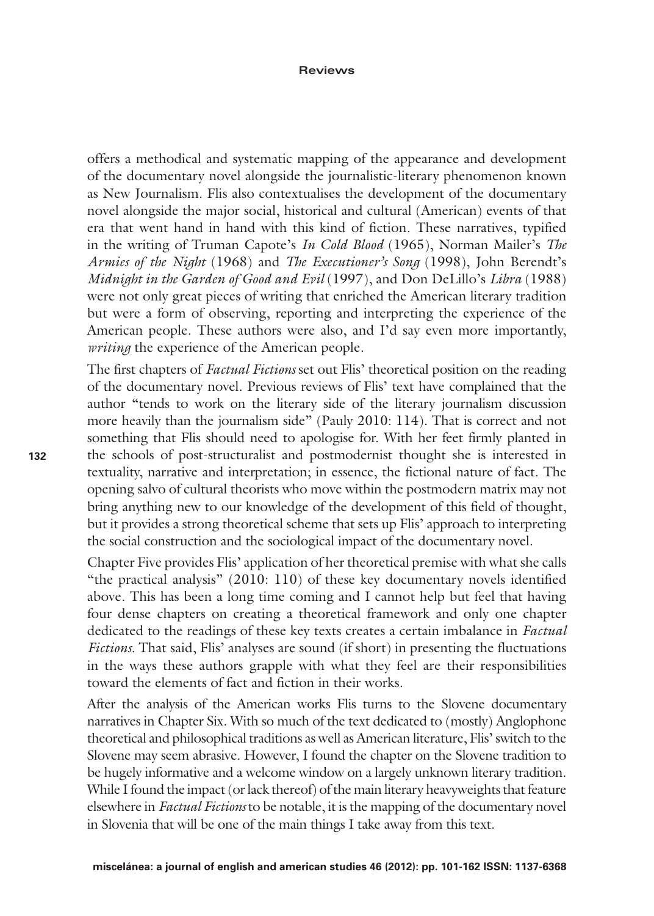offers a methodical and systematic mapping of the appearance and development of the documentary novel alongside the journalistic-literary phenomenon known as New Journalism. Flis also contextualises the development of the documentary novel alongside the major social, historical and cultural (American) events of that era that went hand in hand with this kind of fiction. These narratives, typified in the writing of Truman Capote's *In Cold Blood* (1965), Norman Mailer's *The Armies of the Night* (1968) and *The Executioner's Song* (1998), John Berendt's *Midnight in the Garden of Good and Evil* (1997), and Don DeLillo's *Libra* (1988) were not only great pieces of writing that enriched the American literary tradition but were a form of observing, reporting and interpreting the experience of the American people. These authors were also, and I'd say even more importantly, *writing* the experience of the American people.

The first chapters of *Factual Fictions* set out Flis' theoretical position on the reading of the documentary novel. Previous reviews of Flis' text have complained that the author "tends to work on the literary side of the literary journalism discussion more heavily than the journalism side" (Pauly 2010: 114). That is correct and not something that Flis should need to apologise for. With her feet firmly planted in the schools of post-structuralist and postmodernist thought she is interested in textuality, narrative and interpretation; in essence, the fictional nature of fact. The opening salvo of cultural theorists who move within the postmodern matrix may not bring anything new to our knowledge of the development of this field of thought, but it provides a strong theoretical scheme that sets up Flis' approach to interpreting the social construction and the sociological impact of the documentary novel.

Chapter Five provides Flis' application of her theoretical premise with what she calls "the practical analysis" (2010: 110) of these key documentary novels identified above. This has been a long time coming and I cannot help but feel that having four dense chapters on creating a theoretical framework and only one chapter dedicated to the readings of these key texts creates a certain imbalance in *Factual Fictions*. That said, Flis' analyses are sound (if short) in presenting the fluctuations in the ways these authors grapple with what they feel are their responsibilities toward the elements of fact and fiction in their works.

After the analysis of the American works Flis turns to the Slovene documentary narratives in Chapter Six. With so much of the text dedicated to (mostly) Anglophone theoretical and philosophical traditions as well as American literature, Flis' switch to the Slovene may seem abrasive. However, I found the chapter on the Slovene tradition to be hugely informative and a welcome window on a largely unknown literary tradition. While I found the impact (or lack thereof) of the main literary heavyweights that feature elsewhere in *Factual Fictions* to be notable, it is the mapping of the documentary novel in Slovenia that will be one of the main things I take away from this text.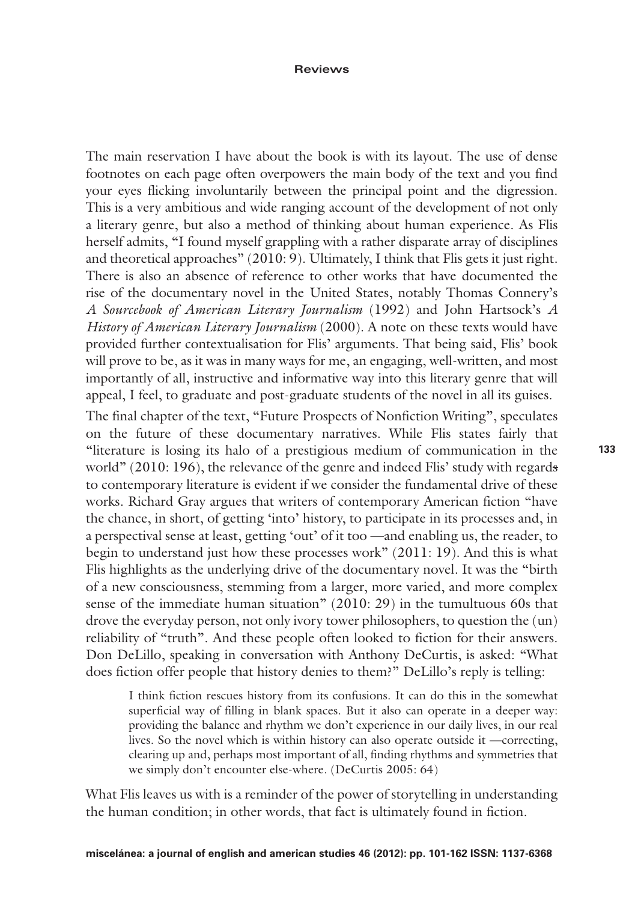The main reservation I have about the book is with its layout. The use of dense footnotes on each page often overpowers the main body of the text and you find your eyes flicking involuntarily between the principal point and the digression. This is a very ambitious and wide ranging account of the development of not only a literary genre, but also a method of thinking about human experience. As Flis herself admits, "I found myself grappling with a rather disparate array of disciplines and theoretical approaches" (2010: 9). Ultimately, I think that Flis gets it just right. There is also an absence of reference to other works that have documented the rise of the documentary novel in the United States, notably Thomas Connery's *A Sourcebook of American Literary Journalism* (1992) and John Hartsock's *A History of American Literary Journalism* (2000). A note on these texts would have provided further contextualisation for Flis' arguments. That being said, Flis' book will prove to be, as it was in many ways for me, an engaging, well-written, and most importantly of all, instructive and informative way into this literary genre that will appeal, I feel, to graduate and post-graduate students of the novel in all its guises.

The final chapter of the text, "Future Prospects of Nonfiction Writing", speculates on the future of these documentary narratives. While Flis states fairly that "literature is losing its halo of a prestigious medium of communication in the world" (2010: 196), the relevance of the genre and indeed Flis' study with regards to contemporary literature is evident if we consider the fundamental drive of these works. Richard Gray argues that writers of contemporary American fiction "have the chance, in short, of getting 'into' history, to participate in its processes and, in a perspectival sense at least, getting 'out' of it too —and enabling us, the reader, to begin to understand just how these processes work" (2011: 19). And this is what Flis highlights as the underlying drive of the documentary novel. It was the "birth of a new consciousness, stemming from a larger, more varied, and more complex sense of the immediate human situation" (2010: 29) in the tumultuous 60s that drove the everyday person, not only ivory tower philosophers, to question the (un) reliability of "truth". And these people often looked to fiction for their answers. Don DeLillo, speaking in conversation with Anthony DeCurtis, is asked: "What does fiction offer people that history denies to them?" DeLillo's reply is telling:

> I think fiction rescues history from its confusions. It can do this in the somewhat superficial way of filling in blank spaces. But it also can operate in a deeper way: providing the balance and rhythm we don't experience in our daily lives, in our real lives. So the novel which is within history can also operate outside it —correcting, clearing up and, perhaps most important of all, finding rhythms and symmetries that we simply don't encounter else-where. (DeCurtis 2005: 64)

What Flis leaves us with is a reminder of the power of storytelling in understanding the human condition; in other words, that fact is ultimately found in fiction.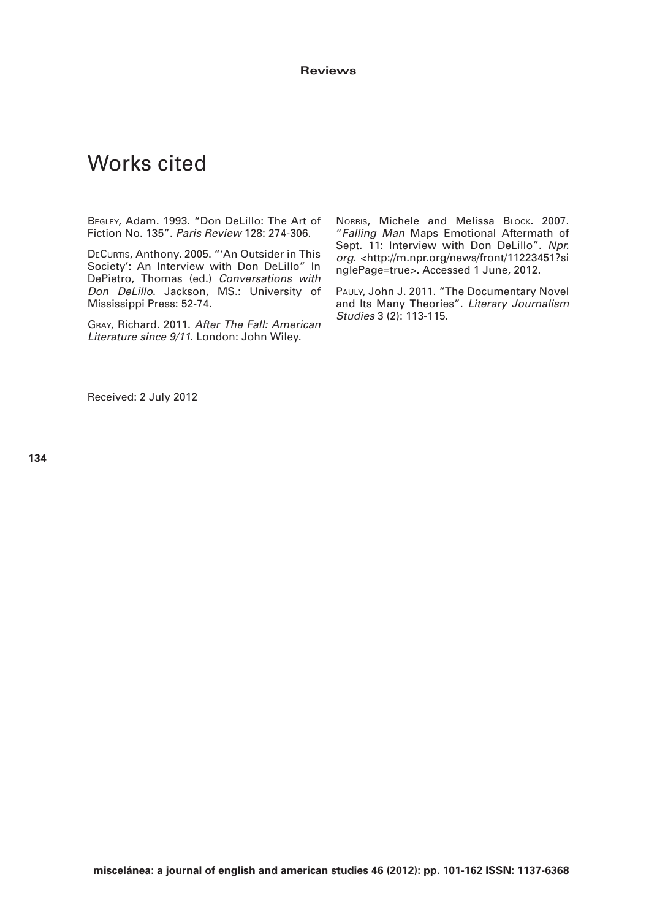# Works cited

Begley, Adam. 1993. "Don DeLillo: The Art of Fiction No. 135". *Paris Review* 128: 274-306.

DeCurtis, Anthony. 2005. "'An Outsider in This Society': An Interview with Don DeLillo" In DePietro, Thomas (ed.) *Conversations with Don DeLillo*. Jackson, MS.: University of Mississippi Press: 52-74.

Gray, Richard. 2011. *After The Fall: American Literature since 9/11*. London: John Wiley.

Norris, Michele and Melissa Block. 2007. "*Falling Man* Maps Emotional Aftermath of Sept. 11: Interview with Don DeLillo". *Npr.org*. <http://m.npr.org/news/front/11223451?singlePage=true>. Accessed 1 June, 2012.

Pauly, John J. 2011. "The Documentary Novel and Its Many Theories". *Literary Journalism Studies* 3 (2): 113-115.

Received: 2 July 2012